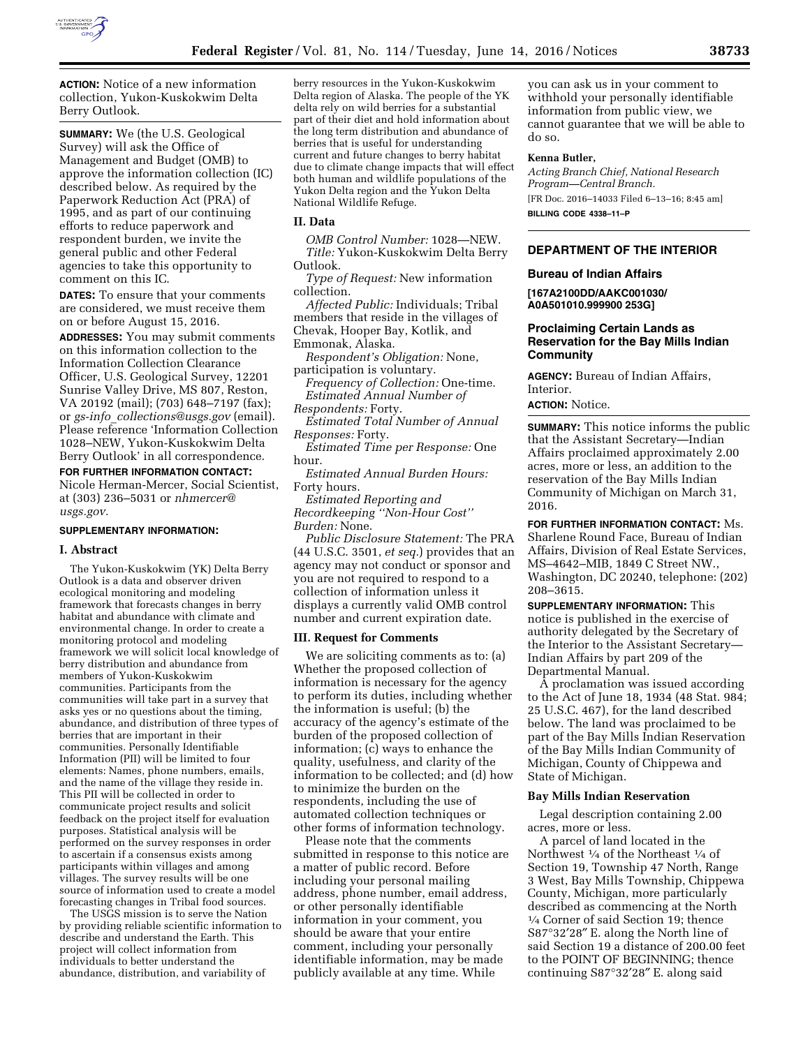**ACTION:** Notice of a new information collection, Yukon-Kuskokwim Delta Berry Outlook.

**SUMMARY:** We (the U.S. Geological Survey) will ask the Office of Management and Budget (OMB) to approve the information collection (IC) described below. As required by the Paperwork Reduction Act (PRA) of 1995, and as part of our continuing efforts to reduce paperwork and respondent burden, we invite the general public and other Federal agencies to take this opportunity to comment on this IC.

**DATES:** To ensure that your comments are considered, we must receive them on or before August 15, 2016.

**ADDRESSES:** You may submit comments on this information collection to the Information Collection Clearance Officer, U.S. Geological Survey, 12201 Sunrise Valley Drive, MS 807, Reston, VA 20192 (mail); (703) 648–7197 (fax); or *gs-info_collections@usgs.gov* (email). Please reference 'Information Collection 1028–NEW, Yukon-Kuskokwim Delta Berry Outlook' in all correspondence.

**FOR FURTHER INFORMATION CONTACT:** Nicole Herman-Mercer, Social Scientist, at (303) 236–5031 or *nhmercer@usgs.gov.*

**SUPPLEMENTARY INFORMATION:**

## I. Abstract

The Yukon-Kuskokwim (YK) Delta Berry Outlook is a data and observer driven ecological monitoring and modeling framework that forecasts changes in berry habitat and abundance with climate and environmental change. In order to create a monitoring protocol and modeling framework we will solicit local knowledge of berry distribution and abundance from members of Yukon-Kuskokwim communities. Participants from the communities will take part in a survey that asks yes or no questions about the timing, abundance, and distribution of three types of berries that are important in their communities. Personally Identifiable Information (PII) will be limited to four elements: Names, phone numbers, emails, and the name of the village they reside in. This PII will be collected in order to communicate project results and solicit feedback on the project itself for evaluation purposes. Statistical analysis will be performed on the survey responses in order to ascertain if a consensus exists among participants within villages and among villages. The survey results will be one source of information used to create a model forecasting changes in Tribal food sources.

The USGS mission is to serve the Nation by providing reliable scientific information to describe and understand the Earth. This project will collect information from individuals to better understand the abundance, distribution, and variability of berry resources in the Yukon-Kuskokwim Delta region of Alaska. The people of the YK delta rely on wild berries for a substantial part of their diet and hold information about the long term distribution and abundance of berries that is useful for understanding current and future changes to berry habitat due to climate change impacts that will effect both human and wildlife populations of the Yukon Delta region and the Yukon Delta National Wildlife Refuge.

## II. Data

*OMB Control Number:* 1028—NEW.

*Title:* Yukon-Kuskokwim Delta Berry Outlook.

*Type of Request:* New information collection.

*Affected Public:* Individuals; Tribal members that reside in the villages of Chevak, Hooper Bay, Kotlik, and Emmonak, Alaska.

*Respondent's Obligation:* None, participation is voluntary.

*Frequency of Collection:* One-time.

*Estimated Annual Number of Respondents:* Forty.

*Estimated Total Number of Annual Responses:* Forty.

*Estimated Time per Response:* One hour.

*Estimated Annual Burden Hours:* Forty hours.

*Estimated Reporting and Recordkeeping ''Non-Hour Cost'' Burden:* None.

*Public Disclosure Statement:* The PRA (44 U.S.C. 3501, *et seq.*) provides that an agency may not conduct or sponsor and you are not required to respond to a collection of information unless it displays a currently valid OMB control number and current expiration date.

## III. Request for Comments

We are soliciting comments as to: (a) Whether the proposed collection of information is necessary for the agency to perform its duties, including whether the information is useful; (b) the accuracy of the agency's estimate of the burden of the proposed collection of information; (c) ways to enhance the quality, usefulness, and clarity of the information to be collected; and (d) how to minimize the burden on the respondents, including the use of automated collection techniques or other forms of information technology.

Please note that the comments submitted in response to this notice are a matter of public record. Before including your personal mailing address, phone number, email address, or other personally identifiable information in your comment, you should be aware that your entire comment, including your personally identifiable information, may be made publicly available at any time. While you can ask us in your comment to withhold your personally identifiable information from public view, we cannot guarantee that we will be able to do so.

**Kenna Butler,**

*Acting Branch Chief, National Research Program—Central Branch.*

[FR Doc. 2016–14033 Filed 6–13–16; 8:45 am]

**BILLING CODE 4338–11–P**

---

# DEPARTMENT OF THE INTERIOR

## Bureau of Indian Affairs

**[167A2100DD/AAKC001030/A0A501010.999900 253G]**

## Proclaiming Certain Lands as Reservation for the Bay Mills Indian Community

**AGENCY:** Bureau of Indian Affairs, Interior.

**ACTION:** Notice.

**SUMMARY:** This notice informs the public that the Assistant Secretary—Indian Affairs proclaimed approximately 2.00 acres, more or less, an addition to the reservation of the Bay Mills Indian Community of Michigan on March 31, 2016.

**FOR FURTHER INFORMATION CONTACT:** Ms. Sharlene Round Face, Bureau of Indian Affairs, Division of Real Estate Services, MS–4642–MIB, 1849 C Street NW., Washington, DC 20240, telephone: (202) 208–3615.

**SUPPLEMENTARY INFORMATION:** This notice is published in the exercise of authority delegated by the Secretary of the Interior to the Assistant Secretary—Indian Affairs by part 209 of the Departmental Manual.

A proclamation was issued according to the Act of June 18, 1934 (48 Stat. 984; 25 U.S.C. 467), for the land described below. The land was proclaimed to be part of the Bay Mills Indian Reservation of the Bay Mills Indian Community of Michigan, County of Chippewa and State of Michigan.

### Bay Mills Indian Reservation

Legal description containing 2.00 acres, more or less.

A parcel of land located in the Northwest ¼ of the Northeast ¼ of Section 19, Township 47 North, Range 3 West, Bay Mills Township, Chippewa County, Michigan, more particularly described as commencing at the North ¼ Corner of said Section 19; thence S87°32′28″ E. along the North line of said Section 19 a distance of 200.00 feet to the POINT OF BEGINNING; thence continuing S87°32′28″ E. along said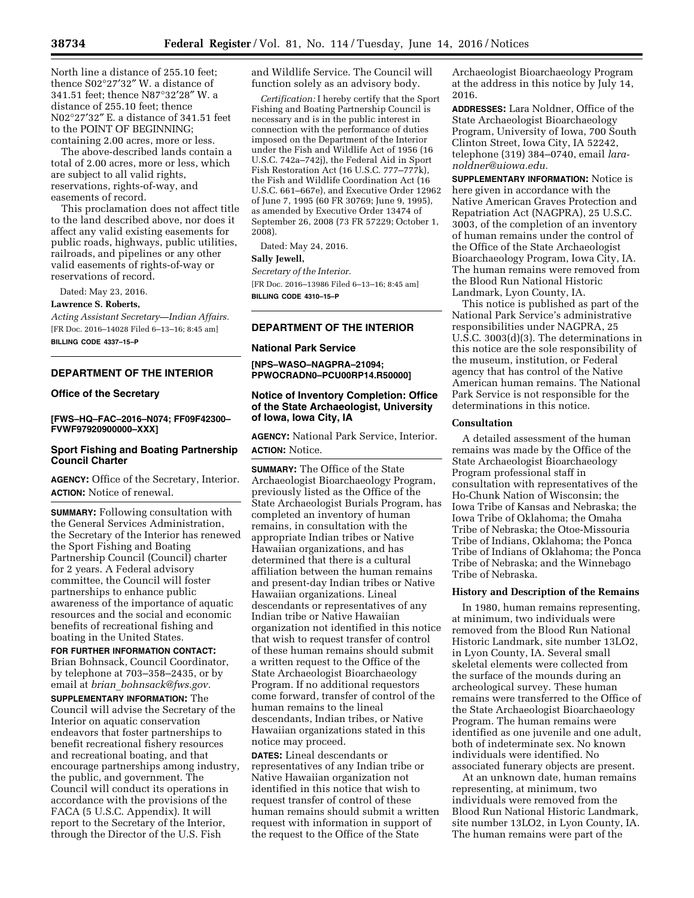North line a distance of 255.10 feet; thence S02°27′32″ W. a distance of 341.51 feet; thence N87°32′28″ W. a distance of 255.10 feet; thence N02°27′32″ E. a distance of 341.51 feet to the POINT OF BEGINNING; containing 2.00 acres, more or less.

The above-described lands contain a total of 2.00 acres, more or less, which are subject to all valid rights, reservations, rights-of-way, and easements of record.

This proclamation does not affect title to the land described above, nor does it affect any valid existing easements for public roads, highways, public utilities, railroads, and pipelines or any other valid easements of rights-of-way or reservations of record.

Dated: May 23, 2016.

**Lawrence S. Roberts,**

*Acting Assistant Secretary—Indian Affairs.*

[FR Doc. 2016–14028 Filed 6–13–16; 8:45 am]

**BILLING CODE 4337–15–P**

## DEPARTMENT OF THE INTERIOR

### Office of the Secretary

**[FWS–HQ–FAC–2016–N074; FF09F42300–FVWF97920900000–XXX]**

### Sport Fishing and Boating Partnership Council Charter

**AGENCY:** Office of the Secretary, Interior.

**ACTION:** Notice of renewal.

**SUMMARY:** Following consultation with the General Services Administration, the Secretary of the Interior has renewed the Sport Fishing and Boating Partnership Council (Council) charter for 2 years. A Federal advisory committee, the Council will foster partnerships to enhance public awareness of the importance of aquatic resources and the social and economic benefits of recreational fishing and boating in the United States.

**FOR FURTHER INFORMATION CONTACT:** Brian Bohnsack, Council Coordinator, by telephone at 703–358–2435, or by email at *brian_bohnsack@fws.gov.*

**SUPPLEMENTARY INFORMATION:** The Council will advise the Secretary of the Interior on aquatic conservation endeavors that foster partnerships to benefit recreational fishery resources and recreational boating, and that encourage partnerships among industry, the public, and government. The Council will conduct its operations in accordance with the provisions of the FACA (5 U.S.C. Appendix). It will report to the Secretary of the Interior, through the Director of the U.S. Fish and Wildlife Service. The Council will function solely as an advisory body.

*Certification:* I hereby certify that the Sport Fishing and Boating Partnership Council is necessary and is in the public interest in connection with the performance of duties imposed on the Department of the Interior under the Fish and Wildlife Act of 1956 (16 U.S.C. 742a–742j), the Federal Aid in Sport Fish Restoration Act (16 U.S.C. 777–777k), the Fish and Wildlife Coordination Act (16 U.S.C. 661–667e), and Executive Order 12962 of June 7, 1995 (60 FR 30769; June 9, 1995), as amended by Executive Order 13474 of September 26, 2008 (73 FR 57229; October 1, 2008).

Dated: May 24, 2016.

**Sally Jewell,**

*Secretary of the Interior.*

[FR Doc. 2016–13986 Filed 6–13–16; 8:45 am]

**BILLING CODE 4310–15–P**

## DEPARTMENT OF THE INTERIOR

### National Park Service

**[NPS–WASO–NAGPRA–21094; PPWOCRADN0–PCU00RP14.R50000]**

### Notice of Inventory Completion: Office of the State Archaeologist, University of Iowa, Iowa City, IA

**AGENCY:** National Park Service, Interior.

**ACTION:** Notice.

**SUMMARY:** The Office of the State Archaeologist Bioarchaeology Program, previously listed as the Office of the State Archaeologist Burials Program, has completed an inventory of human remains, in consultation with the appropriate Indian tribes or Native Hawaiian organizations, and has determined that there is a cultural affiliation between the human remains and present-day Indian tribes or Native Hawaiian organizations. Lineal descendants or representatives of any Indian tribe or Native Hawaiian organization not identified in this notice that wish to request transfer of control of these human remains should submit a written request to the Office of the State Archaeologist Bioarchaeology Program. If no additional requestors come forward, transfer of control of the human remains to the lineal descendants, Indian tribes, or Native Hawaiian organizations stated in this notice may proceed.

**DATES:** Lineal descendants or representatives of any Indian tribe or Native Hawaiian organization not identified in this notice that wish to request transfer of control of these human remains should submit a written request with information in support of the request to the Office of the State Archaeologist Bioarchaeology Program at the address in this notice by July 14, 2016.

**ADDRESSES:** Lara Noldner, Office of the State Archaeologist Bioarchaeology Program, University of Iowa, 700 South Clinton Street, Iowa City, IA 52242, telephone (319) 384–0740, email *lara-noldner@uiowa.edu.*

**SUPPLEMENTARY INFORMATION:** Notice is here given in accordance with the Native American Graves Protection and Repatriation Act (NAGPRA), 25 U.S.C. 3003, of the completion of an inventory of human remains under the control of the Office of the State Archaeologist Bioarchaeology Program, Iowa City, IA. The human remains were removed from the Blood Run National Historic Landmark, Lyon County, IA.

This notice is published as part of the National Park Service's administrative responsibilities under NAGPRA, 25 U.S.C. 3003(d)(3). The determinations in this notice are the sole responsibility of the museum, institution, or Federal agency that has control of the Native American human remains. The National Park Service is not responsible for the determinations in this notice.

#### Consultation

A detailed assessment of the human remains was made by the Office of the State Archaeologist Bioarchaeology Program professional staff in consultation with representatives of the Ho-Chunk Nation of Wisconsin; the Iowa Tribe of Kansas and Nebraska; the Iowa Tribe of Oklahoma; the Omaha Tribe of Nebraska; the Otoe-Missouria Tribe of Indians, Oklahoma; the Ponca Tribe of Indians of Oklahoma; the Ponca Tribe of Nebraska; and the Winnebago Tribe of Nebraska.

#### History and Description of the Remains

In 1980, human remains representing, at minimum, two individuals were removed from the Blood Run National Historic Landmark, site number 13LO2, in Lyon County, IA. Several small skeletal elements were collected from the surface of the mounds during an archeological survey. These human remains were transferred to the Office of the State Archaeologist Bioarchaeology Program. The human remains were identified as one juvenile and one adult, both of indeterminate sex. No known individuals were identified. No associated funerary objects are present.

At an unknown date, human remains representing, at minimum, two individuals were removed from the Blood Run National Historic Landmark, site number 13LO2, in Lyon County, IA. The human remains were part of the